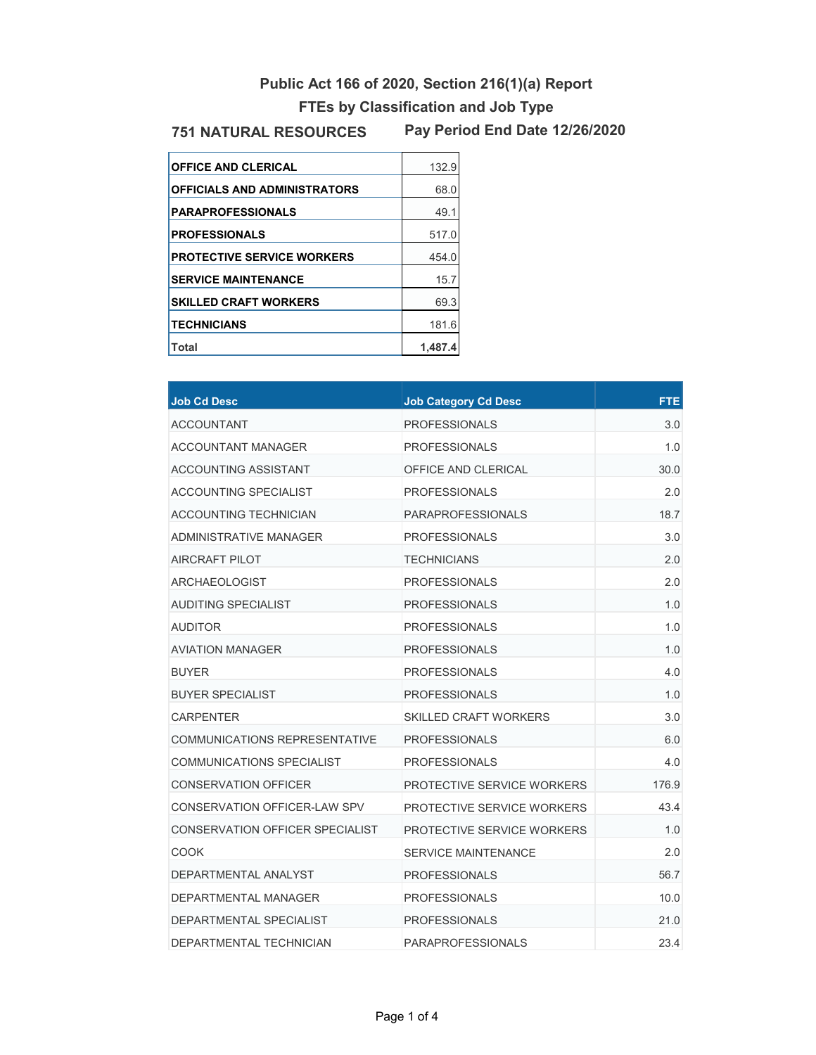# Public Act 166 of 2020, Section 216(1)(a) Report

## FTEs by Classification and Job Type

**751 NATURAL RESOURCES** | **Pay Period End Date 12/26/2020**

| | |
|---|---|
| **OFFICE AND CLERICAL** | 132.9 |
| **OFFICIALS AND ADMINISTRATORS** | 68.0 |
| **PARAPROFESSIONALS** | 49.1 |
| **PROFESSIONALS** | 517.0 |
| **PROTECTIVE SERVICE WORKERS** | 454.0 |
| **SERVICE MAINTENANCE** | 15.7 |
| **SKILLED CRAFT WORKERS** | 69.3 |
| **TECHNICIANS** | 181.6 |
| **Total** | **1,487.4** |

| Job Cd Desc | Job Category Cd Desc | FTE |
|---|---|---|
| ACCOUNTANT | PROFESSIONALS | 3.0 |
| ACCOUNTANT MANAGER | PROFESSIONALS | 1.0 |
| ACCOUNTING ASSISTANT | OFFICE AND CLERICAL | 30.0 |
| ACCOUNTING SPECIALIST | PROFESSIONALS | 2.0 |
| ACCOUNTING TECHNICIAN | PARAPROFESSIONALS | 18.7 |
| ADMINISTRATIVE MANAGER | PROFESSIONALS | 3.0 |
| AIRCRAFT PILOT | TECHNICIANS | 2.0 |
| ARCHAEOLOGIST | PROFESSIONALS | 2.0 |
| AUDITING SPECIALIST | PROFESSIONALS | 1.0 |
| AUDITOR | PROFESSIONALS | 1.0 |
| AVIATION MANAGER | PROFESSIONALS | 1.0 |
| BUYER | PROFESSIONALS | 4.0 |
| BUYER SPECIALIST | PROFESSIONALS | 1.0 |
| CARPENTER | SKILLED CRAFT WORKERS | 3.0 |
| COMMUNICATIONS REPRESENTATIVE | PROFESSIONALS | 6.0 |
| COMMUNICATIONS SPECIALIST | PROFESSIONALS | 4.0 |
| CONSERVATION OFFICER | PROTECTIVE SERVICE WORKERS | 176.9 |
| CONSERVATION OFFICER-LAW SPV | PROTECTIVE SERVICE WORKERS | 43.4 |
| CONSERVATION OFFICER SPECIALIST | PROTECTIVE SERVICE WORKERS | 1.0 |
| COOK | SERVICE MAINTENANCE | 2.0 |
| DEPARTMENTAL ANALYST | PROFESSIONALS | 56.7 |
| DEPARTMENTAL MANAGER | PROFESSIONALS | 10.0 |
| DEPARTMENTAL SPECIALIST | PROFESSIONALS | 21.0 |
| DEPARTMENTAL TECHNICIAN | PARAPROFESSIONALS | 23.4 |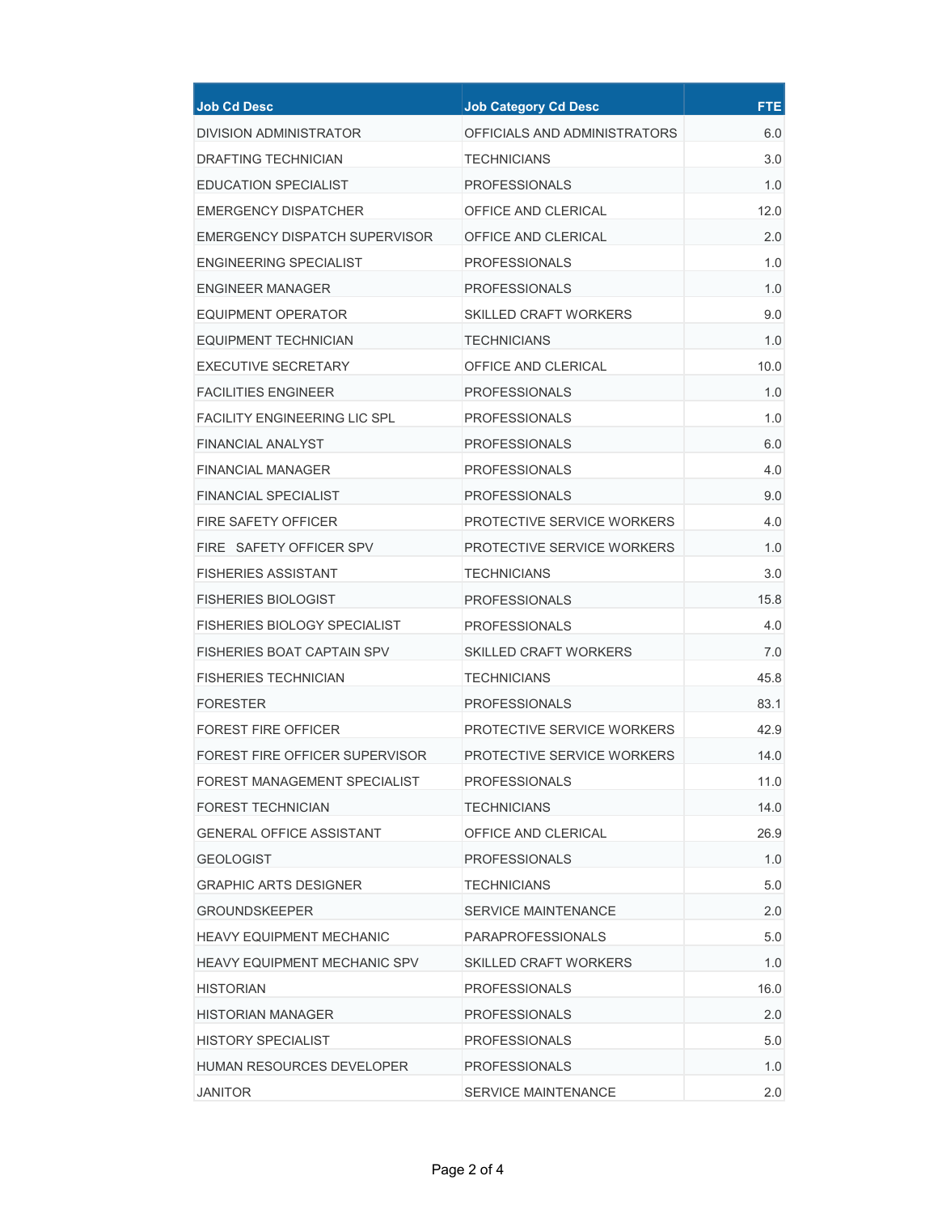| Job Cd Desc | Job Category Cd Desc | FTE |
|---|---|---|
| DIVISION ADMINISTRATOR | OFFICIALS AND ADMINISTRATORS | 6.0 |
| DRAFTING TECHNICIAN | TECHNICIANS | 3.0 |
| EDUCATION SPECIALIST | PROFESSIONALS | 1.0 |
| EMERGENCY DISPATCHER | OFFICE AND CLERICAL | 12.0 |
| EMERGENCY DISPATCH SUPERVISOR | OFFICE AND CLERICAL | 2.0 |
| ENGINEERING SPECIALIST | PROFESSIONALS | 1.0 |
| ENGINEER MANAGER | PROFESSIONALS | 1.0 |
| EQUIPMENT OPERATOR | SKILLED CRAFT WORKERS | 9.0 |
| EQUIPMENT TECHNICIAN | TECHNICIANS | 1.0 |
| EXECUTIVE SECRETARY | OFFICE AND CLERICAL | 10.0 |
| FACILITIES ENGINEER | PROFESSIONALS | 1.0 |
| FACILITY ENGINEERING LIC SPL | PROFESSIONALS | 1.0 |
| FINANCIAL ANALYST | PROFESSIONALS | 6.0 |
| FINANCIAL MANAGER | PROFESSIONALS | 4.0 |
| FINANCIAL SPECIALIST | PROFESSIONALS | 9.0 |
| FIRE SAFETY OFFICER | PROTECTIVE SERVICE WORKERS | 4.0 |
| FIRE SAFETY OFFICER SPV | PROTECTIVE SERVICE WORKERS | 1.0 |
| FISHERIES ASSISTANT | TECHNICIANS | 3.0 |
| FISHERIES BIOLOGIST | PROFESSIONALS | 15.8 |
| FISHERIES BIOLOGY SPECIALIST | PROFESSIONALS | 4.0 |
| FISHERIES BOAT CAPTAIN SPV | SKILLED CRAFT WORKERS | 7.0 |
| FISHERIES TECHNICIAN | TECHNICIANS | 45.8 |
| FORESTER | PROFESSIONALS | 83.1 |
| FOREST FIRE OFFICER | PROTECTIVE SERVICE WORKERS | 42.9 |
| FOREST FIRE OFFICER SUPERVISOR | PROTECTIVE SERVICE WORKERS | 14.0 |
| FOREST MANAGEMENT SPECIALIST | PROFESSIONALS | 11.0 |
| FOREST TECHNICIAN | TECHNICIANS | 14.0 |
| GENERAL OFFICE ASSISTANT | OFFICE AND CLERICAL | 26.9 |
| GEOLOGIST | PROFESSIONALS | 1.0 |
| GRAPHIC ARTS DESIGNER | TECHNICIANS | 5.0 |
| GROUNDSKEEPER | SERVICE MAINTENANCE | 2.0 |
| HEAVY EQUIPMENT MECHANIC | PARAPROFESSIONALS | 5.0 |
| HEAVY EQUIPMENT MECHANIC SPV | SKILLED CRAFT WORKERS | 1.0 |
| HISTORIAN | PROFESSIONALS | 16.0 |
| HISTORIAN MANAGER | PROFESSIONALS | 2.0 |
| HISTORY SPECIALIST | PROFESSIONALS | 5.0 |
| HUMAN RESOURCES DEVELOPER | PROFESSIONALS | 1.0 |
| JANITOR | SERVICE MAINTENANCE | 2.0 |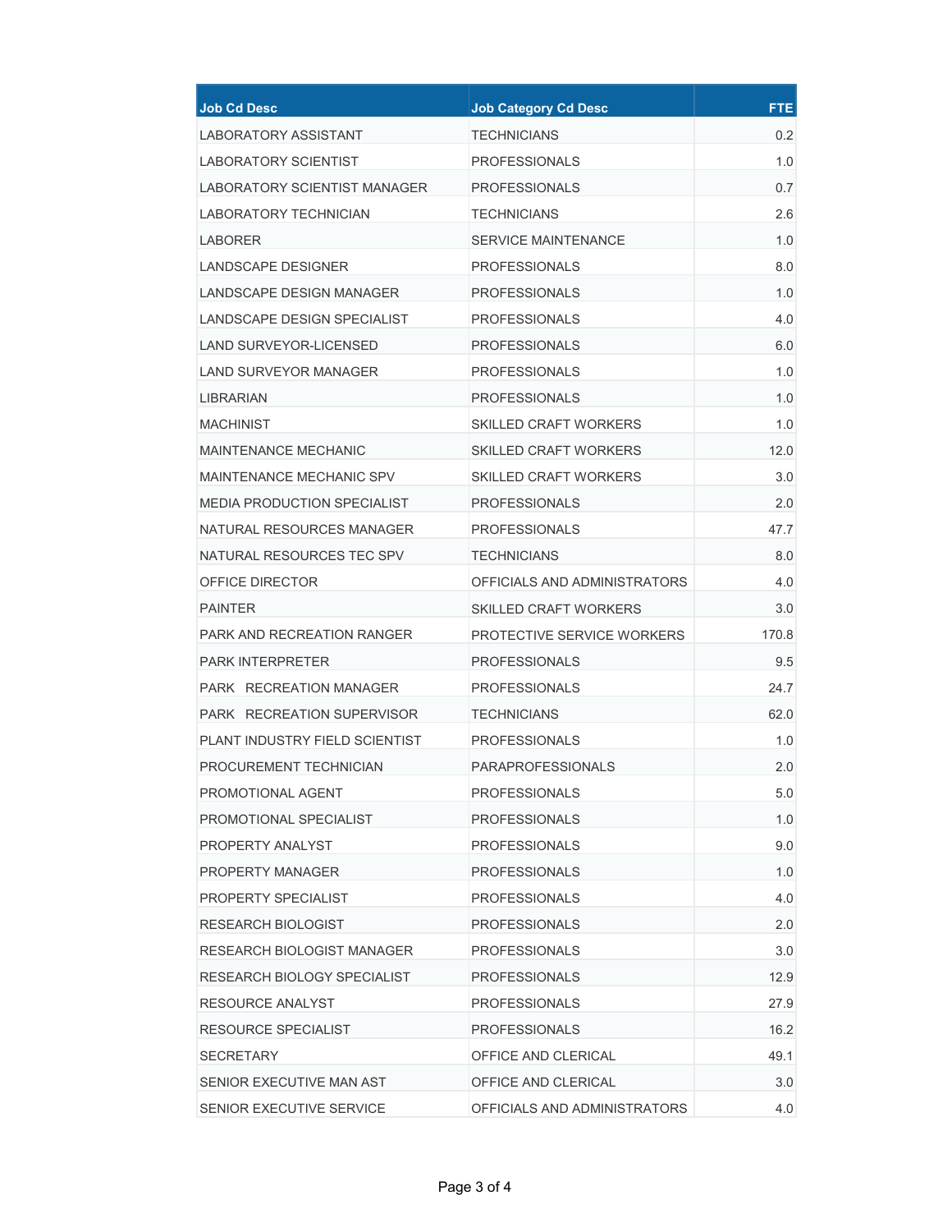| Job Cd Desc | Job Category Cd Desc | FTE |
|---|---|---|
| LABORATORY ASSISTANT | TECHNICIANS | 0.2 |
| LABORATORY SCIENTIST | PROFESSIONALS | 1.0 |
| LABORATORY SCIENTIST MANAGER | PROFESSIONALS | 0.7 |
| LABORATORY TECHNICIAN | TECHNICIANS | 2.6 |
| LABORER | SERVICE MAINTENANCE | 1.0 |
| LANDSCAPE DESIGNER | PROFESSIONALS | 8.0 |
| LANDSCAPE DESIGN MANAGER | PROFESSIONALS | 1.0 |
| LANDSCAPE DESIGN SPECIALIST | PROFESSIONALS | 4.0 |
| LAND SURVEYOR-LICENSED | PROFESSIONALS | 6.0 |
| LAND SURVEYOR MANAGER | PROFESSIONALS | 1.0 |
| LIBRARIAN | PROFESSIONALS | 1.0 |
| MACHINIST | SKILLED CRAFT WORKERS | 1.0 |
| MAINTENANCE MECHANIC | SKILLED CRAFT WORKERS | 12.0 |
| MAINTENANCE MECHANIC SPV | SKILLED CRAFT WORKERS | 3.0 |
| MEDIA PRODUCTION SPECIALIST | PROFESSIONALS | 2.0 |
| NATURAL RESOURCES MANAGER | PROFESSIONALS | 47.7 |
| NATURAL RESOURCES TEC SPV | TECHNICIANS | 8.0 |
| OFFICE DIRECTOR | OFFICIALS AND ADMINISTRATORS | 4.0 |
| PAINTER | SKILLED CRAFT WORKERS | 3.0 |
| PARK AND RECREATION RANGER | PROTECTIVE SERVICE WORKERS | 170.8 |
| PARK INTERPRETER | PROFESSIONALS | 9.5 |
| PARK RECREATION MANAGER | PROFESSIONALS | 24.7 |
| PARK RECREATION SUPERVISOR | TECHNICIANS | 62.0 |
| PLANT INDUSTRY FIELD SCIENTIST | PROFESSIONALS | 1.0 |
| PROCUREMENT TECHNICIAN | PARAPROFESSIONALS | 2.0 |
| PROMOTIONAL AGENT | PROFESSIONALS | 5.0 |
| PROMOTIONAL SPECIALIST | PROFESSIONALS | 1.0 |
| PROPERTY ANALYST | PROFESSIONALS | 9.0 |
| PROPERTY MANAGER | PROFESSIONALS | 1.0 |
| PROPERTY SPECIALIST | PROFESSIONALS | 4.0 |
| RESEARCH BIOLOGIST | PROFESSIONALS | 2.0 |
| RESEARCH BIOLOGIST MANAGER | PROFESSIONALS | 3.0 |
| RESEARCH BIOLOGY SPECIALIST | PROFESSIONALS | 12.9 |
| RESOURCE ANALYST | PROFESSIONALS | 27.9 |
| RESOURCE SPECIALIST | PROFESSIONALS | 16.2 |
| SECRETARY | OFFICE AND CLERICAL | 49.1 |
| SENIOR EXECUTIVE MAN AST | OFFICE AND CLERICAL | 3.0 |
| SENIOR EXECUTIVE SERVICE | OFFICIALS AND ADMINISTRATORS | 4.0 |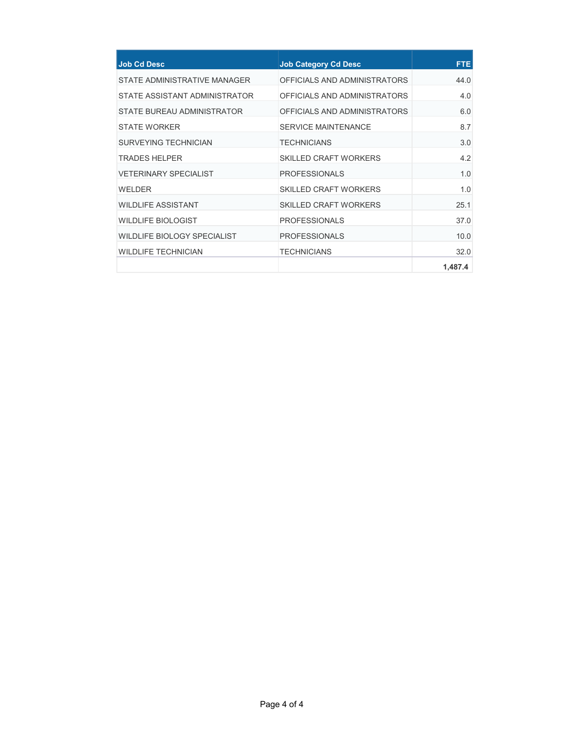| Job Cd Desc | Job Category Cd Desc | FTE |
|---|---|---|
| STATE ADMINISTRATIVE MANAGER | OFFICIALS AND ADMINISTRATORS | 44.0 |
| STATE ASSISTANT ADMINISTRATOR | OFFICIALS AND ADMINISTRATORS | 4.0 |
| STATE BUREAU ADMINISTRATOR | OFFICIALS AND ADMINISTRATORS | 6.0 |
| STATE WORKER | SERVICE MAINTENANCE | 8.7 |
| SURVEYING TECHNICIAN | TECHNICIANS | 3.0 |
| TRADES HELPER | SKILLED CRAFT WORKERS | 4.2 |
| VETERINARY SPECIALIST | PROFESSIONALS | 1.0 |
| WELDER | SKILLED CRAFT WORKERS | 1.0 |
| WILDLIFE ASSISTANT | SKILLED CRAFT WORKERS | 25.1 |
| WILDLIFE BIOLOGIST | PROFESSIONALS | 37.0 |
| WILDLIFE BIOLOGY SPECIALIST | PROFESSIONALS | 10.0 |
| WILDLIFE TECHNICIAN | TECHNICIANS | 32.0 |
| | | **1,487.4** |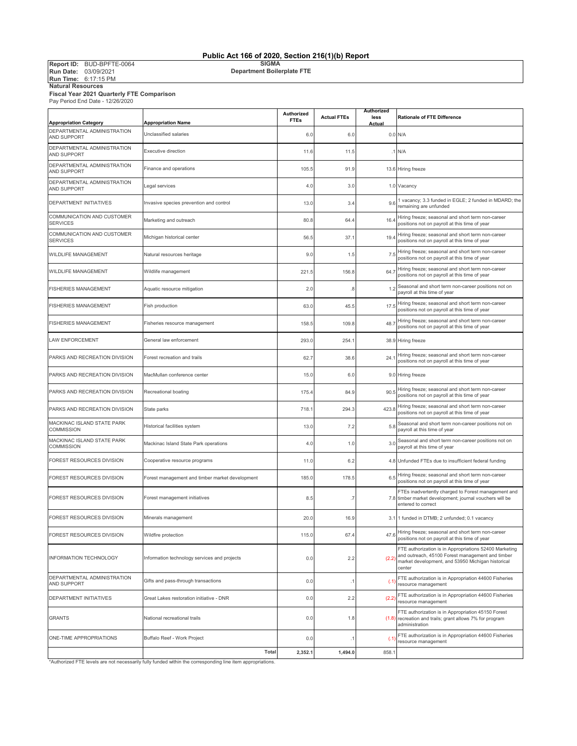# Public Act 166 of 2020, Section 216(1)(b) Report

**Report ID:** BUD-BPFTE-0064
**Run Date:** 03/09/2021
**Run Time:** 6:17:15 PM

**SIGMA**
**Department Boilerplate FTE**

**Natural Resources**
**Fiscal Year 2021 Quarterly FTE Comparison**
Pay Period End Date - 12/26/2020

| Appropriation Category | Appropriation Name | Authorized FTEs | Actual FTEs | Authorized less Actual | Rationale of FTE Difference |
|---|---|---|---|---|---|
| DEPARTMENTAL ADMINISTRATION AND SUPPORT | Unclassified salaries | 6.0 | 6.0 | 0.0 | N/A |
| DEPARTMENTAL ADMINISTRATION AND SUPPORT | Executive direction | 11.6 | 11.5 | .1 | N/A |
| DEPARTMENTAL ADMINISTRATION AND SUPPORT | Finance and operations | 105.5 | 91.9 | 13.6 | Hiring freeze |
| DEPARTMENTAL ADMINISTRATION AND SUPPORT | Legal services | 4.0 | 3.0 | 1.0 | Vacancy |
| DEPARTMENT INITIATIVES | Invasive species prevention and control | 13.0 | 3.4 | 9.6 | 1 vacancy; 3.3 funded in EGLE; 2 funded in MDARD; the remaining are unfunded |
| COMMUNICATION AND CUSTOMER SERVICES | Marketing and outreach | 80.8 | 64.4 | 16.4 | Hiring freeze; seasonal and short term non-career positions not on payroll at this time of year |
| COMMUNICATION AND CUSTOMER SERVICES | Michigan historical center | 56.5 | 37.1 | 19.4 | Hiring freeze; seasonal and short term non-career positions not on payroll at this time of year |
| WILDLIFE MANAGEMENT | Natural resources heritage | 9.0 | 1.5 | 7.5 | Hiring freeze; seasonal and short term non-career positions not on payroll at this time of year |
| WILDLIFE MANAGEMENT | Wildlife management | 221.5 | 156.8 | 64.7 | Hiring freeze; seasonal and short term non-career positions not on payroll at this time of year |
| FISHERIES MANAGEMENT | Aquatic resource mitigation | 2.0 | .8 | 1.2 | Seasonal and short term non-career positions not on payroll at this time of year |
| FISHERIES MANAGEMENT | Fish production | 63.0 | 45.5 | 17.5 | Hiring freeze; seasonal and short term non-career positions not on payroll at this time of year |
| FISHERIES MANAGEMENT | Fisheries resource management | 158.5 | 109.8 | 48.7 | Hiring freeze; seasonal and short term non-career positions not on payroll at this time of year |
| LAW ENFORCEMENT | General law enforcement | 293.0 | 254.1 | 38.9 | Hiring freeze |
| PARKS AND RECREATION DIVISION | Forest recreation and trails | 62.7 | 38.6 | 24.1 | Hiring freeze; seasonal and short term non-career positions not on payroll at this time of year |
| PARKS AND RECREATION DIVISION | MacMullan conference center | 15.0 | 6.0 | 9.0 | Hiring freeze |
| PARKS AND RECREATION DIVISION | Recreational boating | 175.4 | 84.9 | 90.5 | Hiring freeze; seasonal and short term non-career positions not on payroll at this time of year |
| PARKS AND RECREATION DIVISION | State parks | 718.1 | 294.3 | 423.8 | Hiring freeze; seasonal and short term non-career positions not on payroll at this time of year |
| MACKINAC ISLAND STATE PARK COMMISSION | Historical facilities system | 13.0 | 7.2 | 5.8 | Seasonal and short term non-career positions not on payroll at this time of year |
| MACKINAC ISLAND STATE PARK COMMISSION | Mackinac Island State Park operations | 4.0 | 1.0 | 3.0 | Seasonal and short term non-career positions not on payroll at this time of year |
| FOREST RESOURCES DIVISION | Cooperative resource programs | 11.0 | 6.2 | 4.8 | Unfunded FTEs due to insufficient federal funding |
| FOREST RESOURCES DIVISION | Forest management and timber market development | 185.0 | 178.5 | 6.5 | Hiring freeze; seasonal and short term non-career positions not on payroll at this time of year |
| FOREST RESOURCES DIVISION | Forest management initiatives | 8.5 | .7 | 7.8 | FTEs inadvertently charged to Forest management and timber market development; journal vouchers will be entered to correct |
| FOREST RESOURCES DIVISION | Minerals management | 20.0 | 16.9 | 3.1 | 1 funded in DTMB; 2 unfunded; 0.1 vacancy |
| FOREST RESOURCES DIVISION | Wildfire protection | 115.0 | 67.4 | 47.6 | Hiring freeze; seasonal and short term non-career positions not on payroll at this time of year |
| INFORMATION TECHNOLOGY | Information technology services and projects | 0.0 | 2.2 | (2.2) | FTE authorization is in Appropriations 52400 Marketing and outreach, 45100 Forest management and timber market development, and 53950 Michigan historical center |
| DEPARTMENTAL ADMINISTRATION AND SUPPORT | Gifts and pass-through transactions | 0.0 | .1 | (.1) | FTE authorization is in Appropriation 44600 Fisheries resource management |
| DEPARTMENT INITIATIVES | Great Lakes restoration initiative - DNR | 0.0 | 2.2 | (2.2) | FTE authorization is in Appropriation 44600 Fisheries resource management |
| GRANTS | National recreational trails | 0.0 | 1.8 | (1.8) | FTE authorization is in Appropriation 45150 Forest recreation and trails; grant allows 7% for program administration |
| ONE-TIME APPROPRIATIONS | Buffalo Reef - Work Project | 0.0 | .1 | (.1) | FTE authorization is in Appropriation 44600 Fisheries resource management |
| | **Total** | **2,352.1** | **1,494.0** | 858.1 | |

*Authorized FTE levels are not necessarily fully funded within the corresponding line item appropriations.